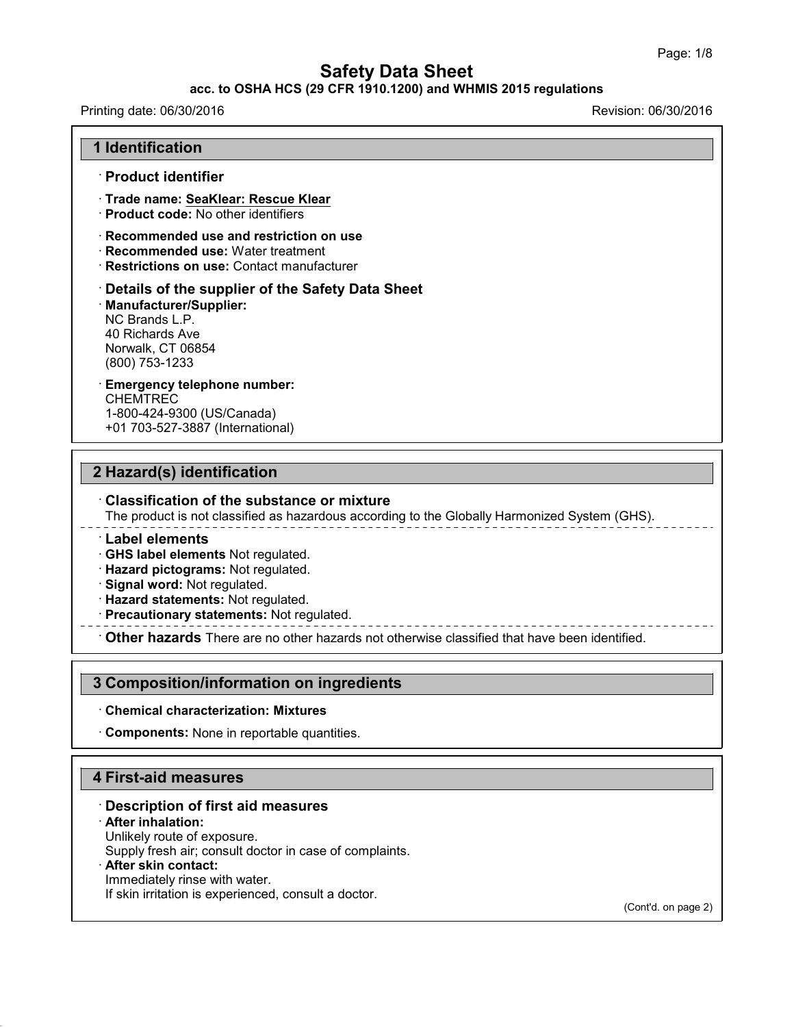# Safety Data Sheet

**acc. to OSHA HCS (29 CFR 1910.1200) and WHMIS 2015 regulations**

Printing date: 06/30/2016 Revision: 06/30/2016

## 1 Identification

· **Product identifier**

· **Trade name: SeaKlear: Rescue Klear**
· **Product code:** No other identifiers

· **Recommended use and restriction on use**
· **Recommended use:** Water treatment
· **Restrictions on use:** Contact manufacturer

· **Details of the supplier of the Safety Data Sheet**
· **Manufacturer/Supplier:**
NC Brands L.P.
40 Richards Ave
Norwalk, CT 06854
(800) 753-1233

· **Emergency telephone number:**
CHEMTREC
1-800-424-9300 (US/Canada)
+01 703-527-3887 (International)

## 2 Hazard(s) identification

· **Classification of the substance or mixture**
The product is not classified as hazardous according to the Globally Harmonized System (GHS).

· **Label elements**
· **GHS label elements** Not regulated.
· **Hazard pictograms:** Not regulated.
· **Signal word:** Not regulated.
· **Hazard statements:** Not regulated.
· **Precautionary statements:** Not regulated.

· **Other hazards** There are no other hazards not otherwise classified that have been identified.

## 3 Composition/information on ingredients

· **Chemical characterization: Mixtures**

· **Components:** None in reportable quantities.

## 4 First-aid measures

· **Description of first aid measures**
· **After inhalation:**
Unlikely route of exposure.
Supply fresh air; consult doctor in case of complaints.
· **After skin contact:**
Immediately rinse with water.
If skin irritation is experienced, consult a doctor.

(Cont'd. on page 2)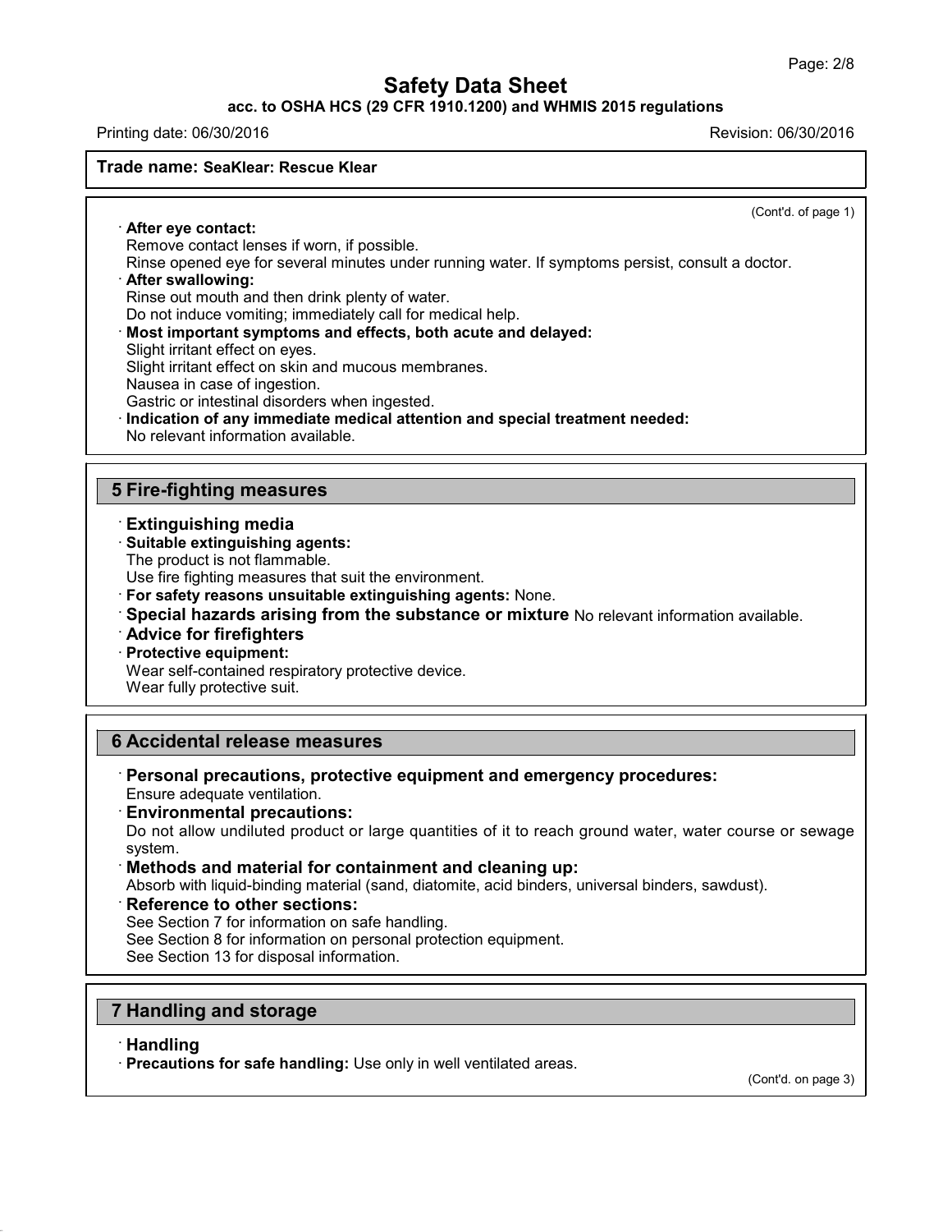**Trade name: SeaKlear: Rescue Klear**

(Cont'd. of page 1)

· **After eye contact:**
Remove contact lenses if worn, if possible.
Rinse opened eye for several minutes under running water. If symptoms persist, consult a doctor.

· **After swallowing:**
Rinse out mouth and then drink plenty of water.
Do not induce vomiting; immediately call for medical help.

· **Most important symptoms and effects, both acute and delayed:**
Slight irritant effect on eyes.
Slight irritant effect on skin and mucous membranes.
Nausea in case of ingestion.
Gastric or intestinal disorders when ingested.

· **Indication of any immediate medical attention and special treatment needed:**
No relevant information available.

## 5 Fire-fighting measures

· **Extinguishing media**

· **Suitable extinguishing agents:**
The product is not flammable.
Use fire fighting measures that suit the environment.

· **For safety reasons unsuitable extinguishing agents:** None.

· **Special hazards arising from the substance or mixture** No relevant information available.

· **Advice for firefighters**

· **Protective equipment:**
Wear self-contained respiratory protective device.
Wear fully protective suit.

## 6 Accidental release measures

· **Personal precautions, protective equipment and emergency procedures:**
Ensure adequate ventilation.

· **Environmental precautions:**
Do not allow undiluted product or large quantities of it to reach ground water, water course or sewage system.

· **Methods and material for containment and cleaning up:**
Absorb with liquid-binding material (sand, diatomite, acid binders, universal binders, sawdust).

· **Reference to other sections:**
See Section 7 for information on safe handling.
See Section 8 for information on personal protection equipment.
See Section 13 for disposal information.

## 7 Handling and storage

· **Handling**

· **Precautions for safe handling:** Use only in well ventilated areas.

(Cont'd. on page 3)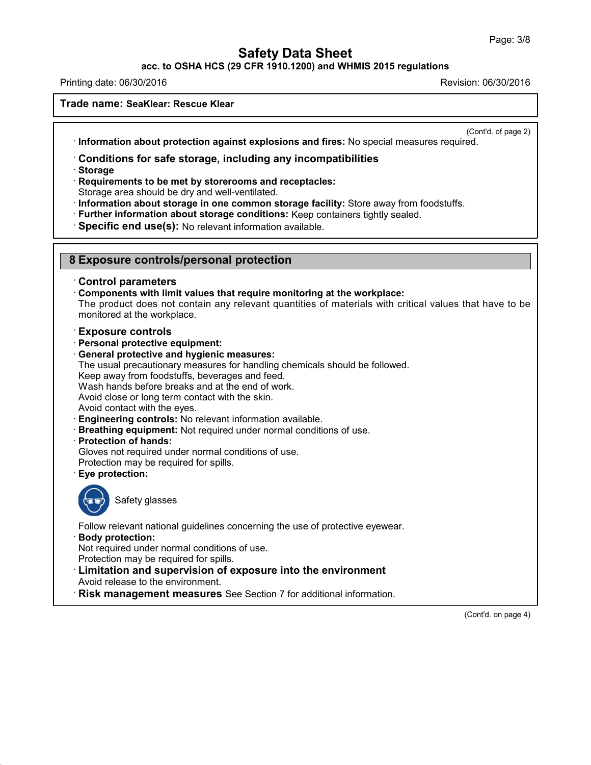**Trade name: SeaKlear: Rescue Klear**

(Cont'd. of page 2)

· **Information about protection against explosions and fires:** No special measures required.

· **Conditions for safe storage, including any incompatibilities**

· **Storage**

· **Requirements to be met by storerooms and receptacles:**
Storage area should be dry and well-ventilated.

· **Information about storage in one common storage facility:** Store away from foodstuffs.

· **Further information about storage conditions:** Keep containers tightly sealed.

· **Specific end use(s):** No relevant information available.

## 8 Exposure controls/personal protection

· **Control parameters**

· **Components with limit values that require monitoring at the workplace:**
The product does not contain any relevant quantities of materials with critical values that have to be monitored at the workplace.

· **Exposure controls**

· **Personal protective equipment:**

· **General protective and hygienic measures:**
The usual precautionary measures for handling chemicals should be followed.
Keep away from foodstuffs, beverages and feed.
Wash hands before breaks and at the end of work.
Avoid close or long term contact with the skin.
Avoid contact with the eyes.

· **Engineering controls:** No relevant information available.

· **Breathing equipment:** Not required under normal conditions of use.

· **Protection of hands:**
Gloves not required under normal conditions of use.
Protection may be required for spills.

· **Eye protection:**

Safety glasses

Follow relevant national guidelines concerning the use of protective eyewear.

· **Body protection:**
Not required under normal conditions of use.
Protection may be required for spills.

· **Limitation and supervision of exposure into the environment**
Avoid release to the environment.

· **Risk management measures** See Section 7 for additional information.

(Cont'd. on page 4)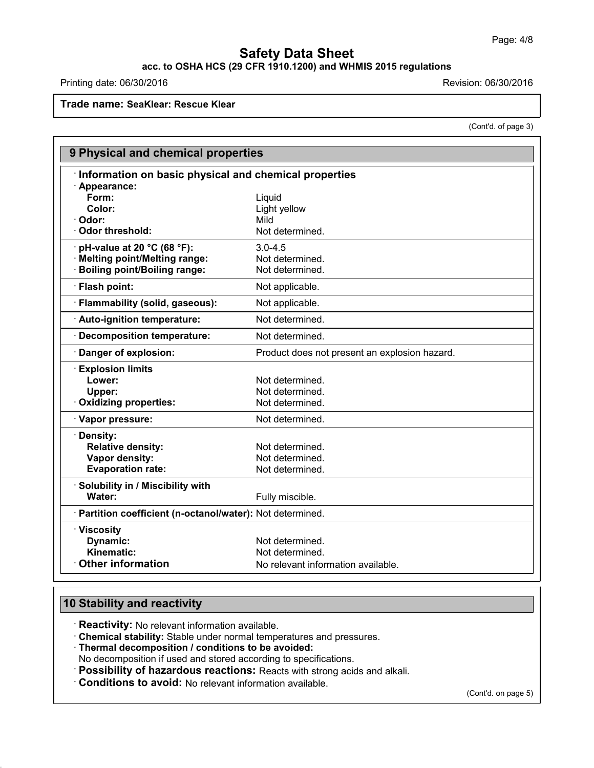Trade name: SeaKlear: Rescue Klear

(Cont'd. of page 3)

## 9 Physical and chemical properties

· **Information on basic physical and chemical properties**

| Property | Value |
|---|---|
| · **Appearance:** | |
| **Form:** | Liquid |
| **Color:** | Light yellow |
| · **Odor:** | Mild |
| · **Odor threshold:** | Not determined. |
| · **pH-value at 20 °C (68 °F):** | 3.0-4.5 |
| · **Melting point/Melting range:** | Not determined. |
| · **Boiling point/Boiling range:** | Not determined. |
| · **Flash point:** | Not applicable. |
| · **Flammability (solid, gaseous):** | Not applicable. |
| · **Auto-ignition temperature:** | Not determined. |
| · **Decomposition temperature:** | Not determined. |
| · **Danger of explosion:** | Product does not present an explosion hazard. |
| · **Explosion limits** | |
| **Lower:** | Not determined. |
| **Upper:** | Not determined. |
| · **Oxidizing properties:** | Not determined. |
| · **Vapor pressure:** | Not determined. |
| · **Density:** | |
| **Relative density:** | Not determined. |
| **Vapor density:** | Not determined. |
| **Evaporation rate:** | Not determined. |
| · **Solubility in / Miscibility with** | |
| **Water:** | Fully miscible. |
| · **Partition coefficient (n-octanol/water):** | Not determined. |
| · **Viscosity** | |
| **Dynamic:** | Not determined. |
| **Kinematic:** | Not determined. |
| · **Other information** | No relevant information available. |

## 10 Stability and reactivity

· **Reactivity:** No relevant information available.
· **Chemical stability:** Stable under normal temperatures and pressures.
· **Thermal decomposition / conditions to be avoided:**
No decomposition if used and stored according to specifications.
· **Possibility of hazardous reactions:** Reacts with strong acids and alkali.
· **Conditions to avoid:** No relevant information available.

(Cont'd. on page 5)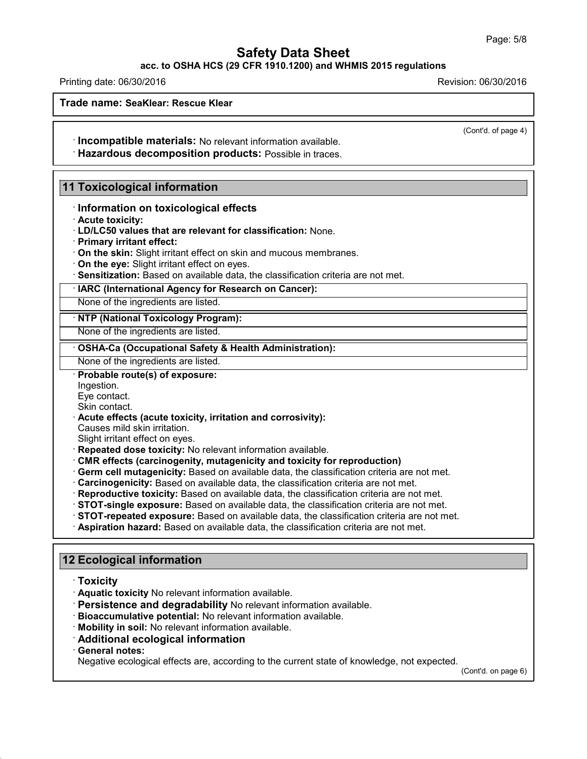(Cont'd. of page 4)

· **Incompatible materials:** No relevant information available.
· **Hazardous decomposition products:** Possible in traces.

## 11 Toxicological information

· **Information on toxicological effects**
· **Acute toxicity:**
· **LD/LC50 values that are relevant for classification:** None.
· **Primary irritant effect:**
· **On the skin:** Slight irritant effect on skin and mucous membranes.
· **On the eye:** Slight irritant effect on eyes.
· **Sensitization:** Based on available data, the classification criteria are not met.

· **IARC (International Agency for Research on Cancer):**

None of the ingredients are listed.

· **NTP (National Toxicology Program):**

None of the ingredients are listed.

· **OSHA-Ca (Occupational Safety & Health Administration):**

None of the ingredients are listed.

· **Probable route(s) of exposure:**
Ingestion.
Eye contact.
Skin contact.
· **Acute effects (acute toxicity, irritation and corrosivity):**
Causes mild skin irritation.
Slight irritant effect on eyes.
· **Repeated dose toxicity:** No relevant information available.
· **CMR effects (carcinogenity, mutagenicity and toxicity for reproduction)**
· **Germ cell mutagenicity:** Based on available data, the classification criteria are not met.
· **Carcinogenicity:** Based on available data, the classification criteria are not met.
· **Reproductive toxicity:** Based on available data, the classification criteria are not met.
· **STOT-single exposure:** Based on available data, the classification criteria are not met.
· **STOT-repeated exposure:** Based on available data, the classification criteria are not met.
· **Aspiration hazard:** Based on available data, the classification criteria are not met.

## 12 Ecological information

· **Toxicity**
· **Aquatic toxicity** No relevant information available.
· **Persistence and degradability** No relevant information available.
· **Bioaccumulative potential:** No relevant information available.
· **Mobility in soil:** No relevant information available.
· **Additional ecological information**
· **General notes:**
Negative ecological effects are, according to the current state of knowledge, not expected.

(Cont'd. on page 6)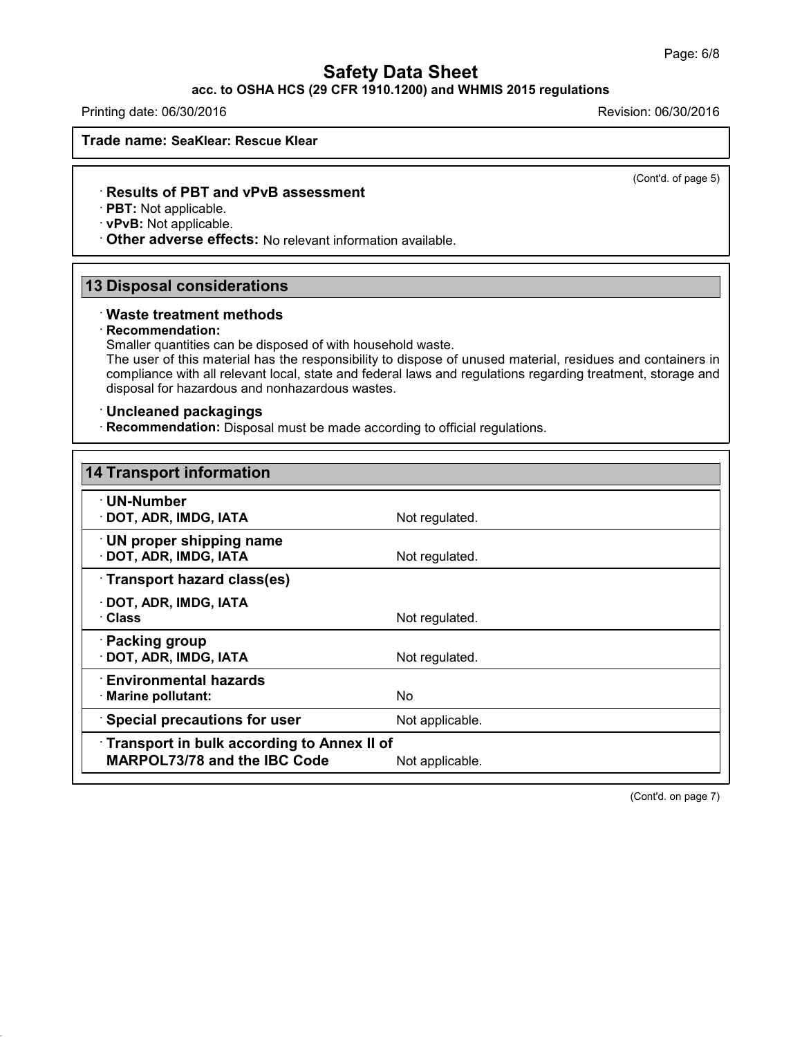**Trade name: SeaKlear: Rescue Klear**

(Cont'd. of page 5)

· **Results of PBT and vPvB assessment**
· **PBT:** Not applicable.
· **vPvB:** Not applicable.
· **Other adverse effects:** No relevant information available.

## 13 Disposal considerations

· **Waste treatment methods**
· **Recommendation:**
Smaller quantities can be disposed of with household waste.
The user of this material has the responsibility to dispose of unused material, residues and containers in compliance with all relevant local, state and federal laws and regulations regarding treatment, storage and disposal for hazardous and nonhazardous wastes.

· **Uncleaned packagings**
· **Recommendation:** Disposal must be made according to official regulations.

## 14 Transport information

| | |
|---|---|
| · **UN-Number** | |
| · **DOT, ADR, IMDG, IATA** | Not regulated. |
| · **UN proper shipping name** | |
| · **DOT, ADR, IMDG, IATA** | Not regulated. |
| · **Transport hazard class(es)** | |
| · **DOT, ADR, IMDG, IATA** | |
| · **Class** | Not regulated. |
| · **Packing group** | |
| · **DOT, ADR, IMDG, IATA** | Not regulated. |
| · **Environmental hazards** | |
| · **Marine pollutant:** | No |
| · **Special precautions for user** | Not applicable. |
| · **Transport in bulk according to Annex II of MARPOL73/78 and the IBC Code** | Not applicable. |

(Cont'd. on page 7)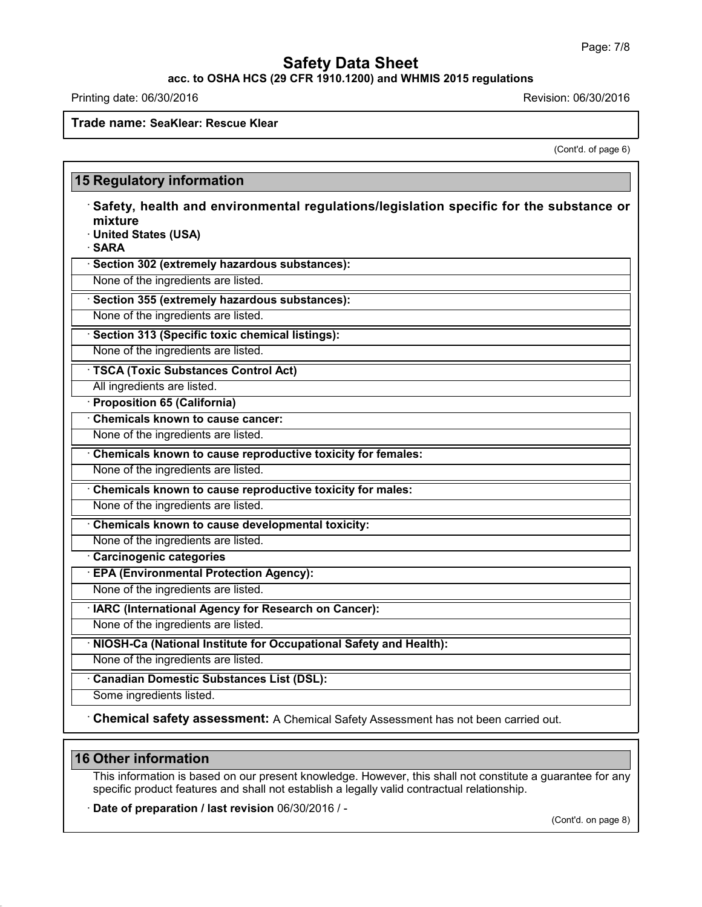**Trade name: SeaKlear: Rescue Klear**

(Cont'd. of page 6)

## 15 Regulatory information

· **Safety, health and environmental regulations/legislation specific for the substance or mixture**

· **United States (USA)**

· **SARA**

· **Section 302 (extremely hazardous substances):**

None of the ingredients are listed.

· **Section 355 (extremely hazardous substances):**

None of the ingredients are listed.

· **Section 313 (Specific toxic chemical listings):**

None of the ingredients are listed.

· **TSCA (Toxic Substances Control Act)**

All ingredients are listed.

· **Proposition 65 (California)**

· **Chemicals known to cause cancer:**

None of the ingredients are listed.

· **Chemicals known to cause reproductive toxicity for females:**

None of the ingredients are listed.

· **Chemicals known to cause reproductive toxicity for males:**

None of the ingredients are listed.

· **Chemicals known to cause developmental toxicity:**

None of the ingredients are listed.

· **Carcinogenic categories**

· **EPA (Environmental Protection Agency):**

None of the ingredients are listed.

· **IARC (International Agency for Research on Cancer):**

None of the ingredients are listed.

· **NIOSH-Ca (National Institute for Occupational Safety and Health):**

None of the ingredients are listed.

· **Canadian Domestic Substances List (DSL):**

Some ingredients listed.

· **Chemical safety assessment:** A Chemical Safety Assessment has not been carried out.

## 16 Other information

This information is based on our present knowledge. However, this shall not constitute a guarantee for any specific product features and shall not establish a legally valid contractual relationship.

· **Date of preparation / last revision** 06/30/2016 / -

(Cont'd. on page 8)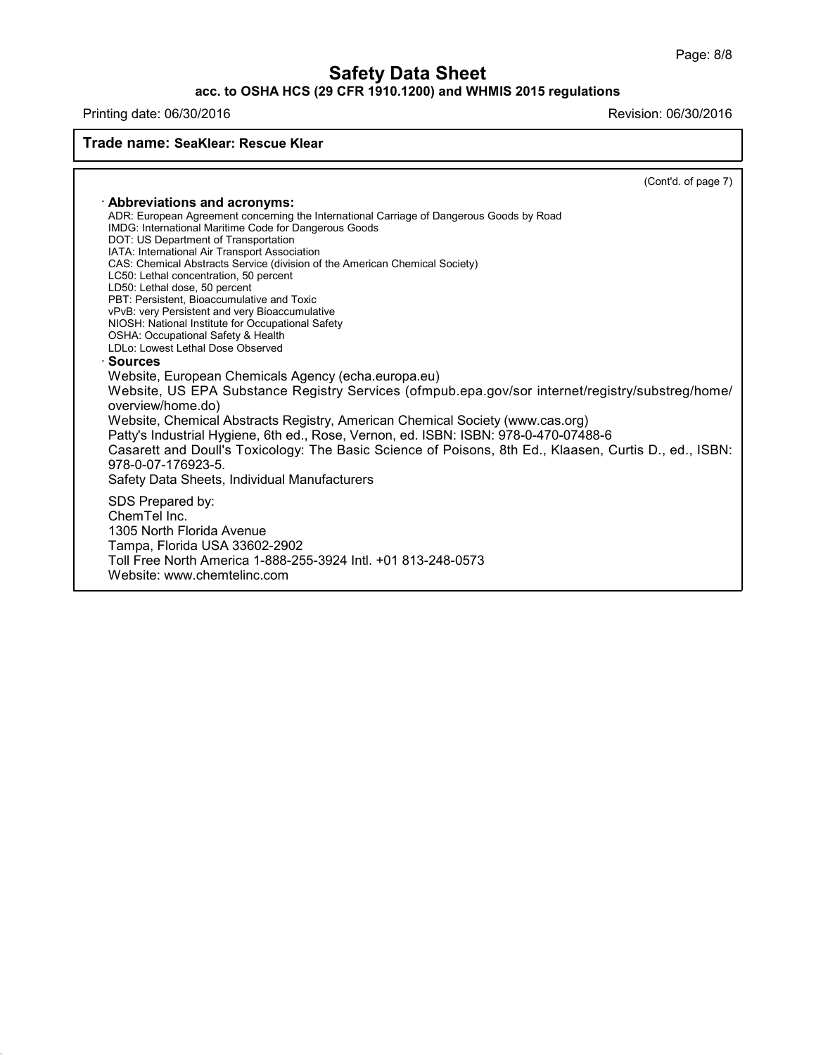(Cont'd. of page 7)

· **Abbreviations and acronyms:**

ADR: European Agreement concerning the International Carriage of Dangerous Goods by Road
IMDG: International Maritime Code for Dangerous Goods
DOT: US Department of Transportation
IATA: International Air Transport Association
CAS: Chemical Abstracts Service (division of the American Chemical Society)
LC50: Lethal concentration, 50 percent
LD50: Lethal dose, 50 percent
PBT: Persistent, Bioaccumulative and Toxic
vPvB: very Persistent and very Bioaccumulative
NIOSH: National Institute for Occupational Safety
OSHA: Occupational Safety & Health
LDLo: Lowest Lethal Dose Observed

· **Sources**

Website, European Chemicals Agency (echa.europa.eu)
Website, US EPA Substance Registry Services (ofmpub.epa.gov/sor internet/registry/substreg/home/overview/home.do)
Website, Chemical Abstracts Registry, American Chemical Society (www.cas.org)
Patty's Industrial Hygiene, 6th ed., Rose, Vernon, ed. ISBN: ISBN: 978-0-470-07488-6
Casarett and Doull's Toxicology: The Basic Science of Poisons, 8th Ed., Klaasen, Curtis D., ed., ISBN: 978-0-07-176923-5.
Safety Data Sheets, Individual Manufacturers

SDS Prepared by:
ChemTel Inc.
1305 North Florida Avenue
Tampa, Florida USA 33602-2902
Toll Free North America 1-888-255-3924 Intl. +01 813-248-0573
Website: www.chemtelinc.com